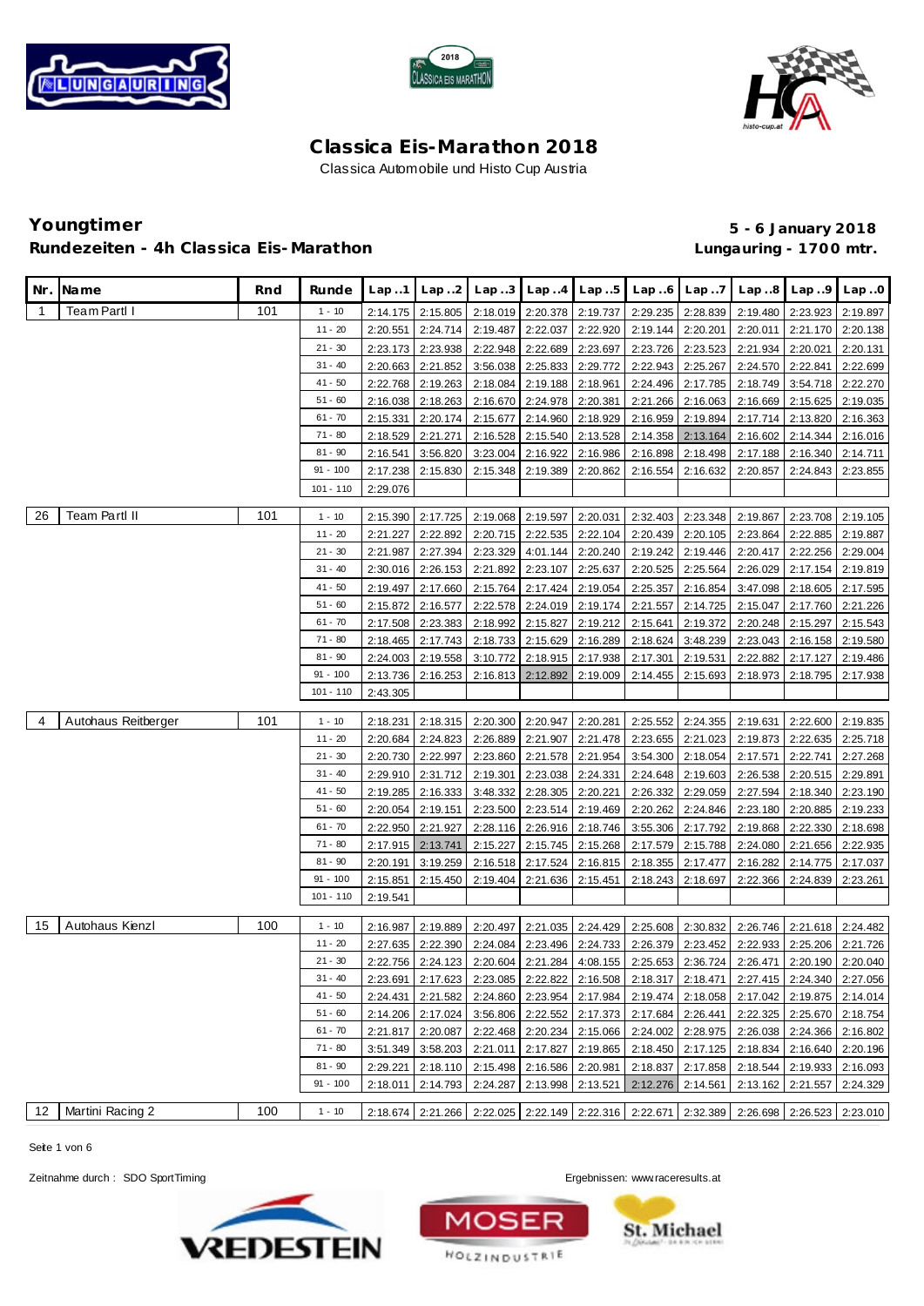# Classica Eis-Marathon 2018

Classica Automobile und Histo Cup Austria

## Youngtimer

**Rundezeiten - 4h Classica Eis-Marathon**

**5 - 6 January 2018**

**Lungauring - 1700 mtr.**

| Nr. | Name | Rnd | Runde | Lap ..1 | Lap ..2 | Lap ..3 | Lap ..4 | Lap ..5 | Lap ..6 | Lap ..7 | Lap ..8 | Lap ..9 | Lap ..0 |
|---|---|---|---|---|---|---|---|---|---|---|---|---|---|
| 1 | Team Partl I | 101 | 1 - 10 | 2:14.175 | 2:15.805 | 2:18.019 | 2:20.378 | 2:19.737 | 2:29.235 | 2:28.839 | 2:19.480 | 2:23.923 | 2:19.897 |
| | | | 11 - 20 | 2:20.551 | 2:24.714 | 2:19.487 | 2:22.037 | 2:22.920 | 2:19.144 | 2:20.201 | 2:20.011 | 2:21.170 | 2:20.138 |
| | | | 21 - 30 | 2:23.173 | 2:23.938 | 2:22.948 | 2:22.689 | 2:23.697 | 2:23.726 | 2:23.523 | 2:21.934 | 2:20.021 | 2:20.131 |
| | | | 31 - 40 | 2:20.663 | 2:21.852 | 3:56.038 | 2:25.833 | 2:29.772 | 2:22.943 | 2:25.267 | 2:24.570 | 2:22.841 | 2:22.699 |
| | | | 41 - 50 | 2:22.768 | 2:19.263 | 2:18.084 | 2:19.188 | 2:18.961 | 2:24.496 | 2:17.785 | 2:18.749 | 3:54.718 | 2:22.270 |
| | | | 51 - 60 | 2:16.038 | 2:18.263 | 2:16.670 | 2:24.978 | 2:20.381 | 2:21.266 | 2:16.063 | 2:16.669 | 2:15.625 | 2:19.035 |
| | | | 61 - 70 | 2:15.331 | 2:20.174 | 2:15.677 | 2:14.960 | 2:18.929 | 2:16.959 | 2:19.894 | 2:17.714 | 2:13.820 | 2:16.363 |
| | | | 71 - 80 | 2:18.529 | 2:21.271 | 2:16.528 | 2:15.540 | 2:13.528 | 2:14.358 | 2:13.164 | 2:16.602 | 2:14.344 | 2:16.016 |
| | | | 81 - 90 | 2:16.541 | 3:56.820 | 3:23.004 | 2:16.922 | 2:16.986 | 2:16.898 | 2:18.498 | 2:17.188 | 2:16.340 | 2:14.711 |
| | | | 91 - 100 | 2:17.238 | 2:15.830 | 2:15.348 | 2:19.389 | 2:20.862 | 2:16.554 | 2:16.632 | 2:20.857 | 2:24.843 | 2:23.855 |
| | | | 101 - 110 | 2:29.076 | | | | | | | | | |
| 26 | Team Partl II | 101 | 1 - 10 | 2:15.390 | 2:17.725 | 2:19.068 | 2:19.597 | 2:20.031 | 2:32.403 | 2:23.348 | 2:19.867 | 2:23.708 | 2:19.105 |
| | | | 11 - 20 | 2:21.227 | 2:22.892 | 2:20.715 | 2:22.535 | 2:22.104 | 2:20.439 | 2:20.105 | 2:23.864 | 2:22.885 | 2:19.887 |
| | | | 21 - 30 | 2:21.987 | 2:27.394 | 2:23.329 | 4:01.144 | 2:20.240 | 2:19.242 | 2:19.446 | 2:20.417 | 2:22.256 | 2:29.004 |
| | | | 31 - 40 | 2:30.016 | 2:26.153 | 2:21.892 | 2:23.107 | 2:25.637 | 2:20.525 | 2:25.564 | 2:26.029 | 2:17.154 | 2:19.819 |
| | | | 41 - 50 | 2:19.497 | 2:17.660 | 2:15.764 | 2:17.424 | 2:19.054 | 2:25.357 | 2:16.854 | 3:47.098 | 2:18.605 | 2:17.595 |
| | | | 51 - 60 | 2:15.872 | 2:16.577 | 2:22.578 | 2:24.019 | 2:19.174 | 2:21.557 | 2:14.725 | 2:15.047 | 2:17.760 | 2:21.226 |
| | | | 61 - 70 | 2:17.508 | 2:23.383 | 2:18.992 | 2:15.827 | 2:19.212 | 2:15.641 | 2:19.372 | 2:20.248 | 2:15.297 | 2:15.543 |
| | | | 71 - 80 | 2:18.465 | 2:17.743 | 2:18.733 | 2:15.629 | 2:16.289 | 2:18.624 | 3:48.239 | 2:23.043 | 2:16.158 | 2:19.580 |
| | | | 81 - 90 | 2:24.003 | 2:19.558 | 3:10.772 | 2:18.915 | 2:17.938 | 2:17.301 | 2:19.531 | 2:22.882 | 2:17.127 | 2:19.486 |
| | | | 91 - 100 | 2:13.736 | 2:16.253 | 2:16.813 | 2:12.892 | 2:19.009 | 2:14.455 | 2:15.693 | 2:18.973 | 2:18.795 | 2:17.938 |
| | | | 101 - 110 | 2:43.305 | | | | | | | | | |
| 4 | Autohaus Reitberger | 101 | 1 - 10 | 2:18.231 | 2:18.315 | 2:20.300 | 2:20.947 | 2:20.281 | 2:25.552 | 2:24.355 | 2:19.631 | 2:22.600 | 2:19.835 |
| | | | 11 - 20 | 2:20.684 | 2:24.823 | 2:26.889 | 2:21.907 | 2:21.478 | 2:23.655 | 2:21.023 | 2:19.873 | 2:22.635 | 2:25.718 |
| | | | 21 - 30 | 2:20.730 | 2:22.997 | 2:23.860 | 2:21.578 | 2:21.954 | 3:54.300 | 2:18.054 | 2:17.571 | 2:22.741 | 2:27.268 |
| | | | 31 - 40 | 2:29.910 | 2:31.712 | 2:19.301 | 2:23.038 | 2:24.331 | 2:24.648 | 2:19.603 | 2:26.538 | 2:20.515 | 2:29.891 |
| | | | 41 - 50 | 2:19.285 | 2:16.333 | 3:48.332 | 2:28.305 | 2:20.221 | 2:26.332 | 2:29.059 | 2:27.594 | 2:18.340 | 2:23.190 |
| | | | 51 - 60 | 2:20.054 | 2:19.151 | 2:23.500 | 2:23.514 | 2:19.469 | 2:20.262 | 2:24.846 | 2:23.180 | 2:20.885 | 2:19.233 |
| | | | 61 - 70 | 2:22.950 | 2:21.927 | 2:28.116 | 2:26.916 | 2:18.746 | 3:55.306 | 2:17.792 | 2:19.868 | 2:22.330 | 2:18.698 |
| | | | 71 - 80 | 2:17.915 | 2:13.741 | 2:15.227 | 2:15.745 | 2:15.268 | 2:17.579 | 2:15.788 | 2:24.080 | 2:21.656 | 2:22.935 |
| | | | 81 - 90 | 2:20.191 | 3:19.259 | 2:16.518 | 2:17.524 | 2:16.815 | 2:18.355 | 2:17.477 | 2:16.282 | 2:14.775 | 2:17.037 |
| | | | 91 - 100 | 2:15.851 | 2:15.450 | 2:19.404 | 2:21.636 | 2:15.451 | 2:18.243 | 2:18.697 | 2:22.366 | 2:24.839 | 2:23.261 |
| | | | 101 - 110 | 2:19.541 | | | | | | | | | |
| 15 | Autohaus Kienzl | 100 | 1 - 10 | 2:16.987 | 2:19.889 | 2:20.497 | 2:21.035 | 2:24.429 | 2:25.608 | 2:30.832 | 2:26.746 | 2:21.618 | 2:24.482 |
| | | | 11 - 20 | 2:27.635 | 2:22.390 | 2:24.084 | 2:23.496 | 2:24.733 | 2:26.379 | 2:23.452 | 2:22.933 | 2:25.206 | 2:21.726 |
| | | | 21 - 30 | 2:22.756 | 2:24.123 | 2:20.604 | 2:21.284 | 4:08.155 | 2:25.653 | 2:36.724 | 2:26.471 | 2:20.190 | 2:20.040 |
| | | | 31 - 40 | 2:23.691 | 2:17.623 | 2:23.085 | 2:22.822 | 2:16.508 | 2:18.317 | 2:18.471 | 2:27.415 | 2:24.340 | 2:27.056 |
| | | | 41 - 50 | 2:24.431 | 2:21.582 | 2:24.860 | 2:23.954 | 2:17.984 | 2:19.474 | 2:18.058 | 2:17.042 | 2:19.875 | 2:14.014 |
| | | | 51 - 60 | 2:14.206 | 2:17.024 | 3:56.806 | 2:22.552 | 2:17.373 | 2:17.684 | 2:26.441 | 2:22.325 | 2:25.670 | 2:18.754 |
| | | | 61 - 70 | 2:21.817 | 2:20.087 | 2:22.468 | 2:20.234 | 2:15.066 | 2:24.002 | 2:28.975 | 2:26.038 | 2:24.366 | 2:16.802 |
| | | | 71 - 80 | 3:51.349 | 3:58.203 | 2:21.011 | 2:17.827 | 2:19.865 | 2:18.450 | 2:17.125 | 2:18.834 | 2:16.640 | 2:20.196 |
| | | | 81 - 90 | 2:29.221 | 2:18.110 | 2:15.498 | 2:16.586 | 2:20.981 | 2:18.837 | 2:17.858 | 2:18.544 | 2:19.933 | 2:16.093 |
| | | | 91 - 100 | 2:18.011 | 2:14.793 | 2:24.287 | 2:13.998 | 2:13.521 | 2:12.276 | 2:14.561 | 2:13.162 | 2:21.557 | 2:24.329 |
| 12 | Martini Racing 2 | 100 | 1 - 10 | 2:18.674 | 2:21.266 | 2:22.025 | 2:22.149 | 2:22.316 | 2:22.671 | 2:32.389 | 2:26.698 | 2:26.523 | 2:23.010 |

Zeitnahme durch : SDO SportTiming

Ergebnissen: www.raceresults.at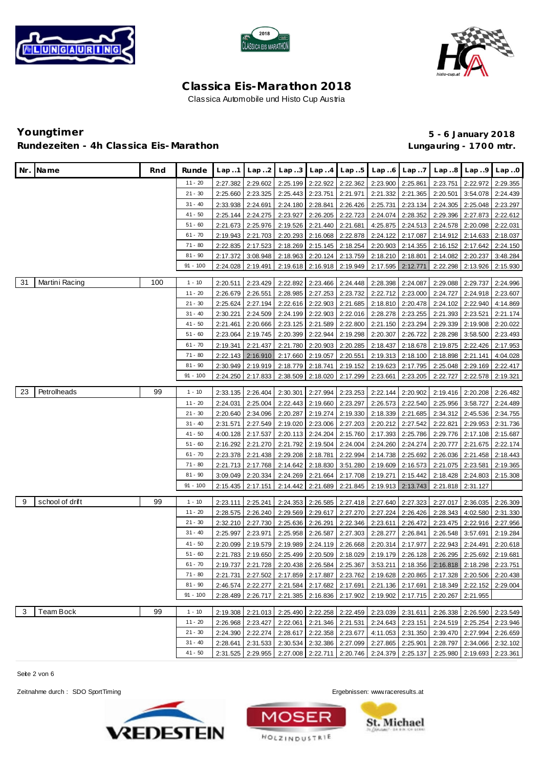# Classica Eis-Marathon 2018

Classica Automobile und Histo Cup Austria

## Youngtimer

**Rundezeiten - 4h Classica Eis-Marathon**

**5 - 6 January 2018**

**Lungauring - 1700 mtr.**

| Nr. | Name | Rnd | Runde | Lap ..1 | Lap ..2 | Lap ..3 | Lap ..4 | Lap ..5 | Lap ..6 | Lap ..7 | Lap ..8 | Lap ..9 | Lap ..0 |
|---|---|---|---|---|---|---|---|---|---|---|---|---|---|
| | | | 11 - 20 | 2:27.382 | 2:29.602 | 2:25.199 | 2:22.922 | 2:22.362 | 2:23.900 | 2:25.861 | 2:23.751 | 2:22.972 | 2:29.355 |
| | | | 21 - 30 | 2:25.660 | 2:23.325 | 2:25.443 | 2:23.751 | 2:21.971 | 2:21.332 | 2:21.365 | 2:20.501 | 3:54.078 | 2:24.439 |
| | | | 31 - 40 | 2:33.938 | 2:24.691 | 2:24.180 | 2:28.841 | 2:26.426 | 2:25.731 | 2:23.134 | 2:24.305 | 2:25.048 | 2:23.297 |
| | | | 41 - 50 | 2:25.144 | 2:24.275 | 2:23.927 | 2:26.205 | 2:22.723 | 2:24.074 | 2:28.352 | 2:29.396 | 2:27.873 | 2:22.612 |
| | | | 51 - 60 | 2:21.673 | 2:25.976 | 2:19.526 | 2:21.440 | 2:21.681 | 4:25.875 | 2:24.513 | 2:24.578 | 2:20.098 | 2:22.031 |
| | | | 61 - 70 | 2:19.943 | 2:21.703 | 2:20.293 | 2:16.068 | 2:22.878 | 2:24.122 | 2:17.087 | 2:14.912 | 2:14.633 | 2:18.037 |
| | | | 71 - 80 | 2:22.835 | 2:17.523 | 2:18.269 | 2:15.145 | 2:18.254 | 2:20.903 | 2:14.355 | 2:16.152 | 2:17.642 | 2:24.150 |
| | | | 81 - 90 | 2:17.372 | 3:08.948 | 2:18.963 | 2:20.124 | 2:13.759 | 2:18.210 | 2:18.801 | 2:14.082 | 2:20.237 | 3:48.284 |
| | | | 91 - 100 | 2:24.028 | 2:19.491 | 2:19.618 | 2:16.918 | 2:19.949 | 2:17.595 | 2:12.771 | 2:22.298 | 2:13.926 | 2:15.930 |
| 31 | Martini Racing | 100 | 1 - 10 | 2:20.511 | 2:23.429 | 2:22.892 | 2:23.466 | 2:24.448 | 2:28.398 | 2:24.087 | 2:29.088 | 2:29.737 | 2:24.996 |
| | | | 11 - 20 | 2:26.679 | 2:26.551 | 2:28.985 | 2:27.253 | 2:23.732 | 2:22.712 | 2:23.000 | 2:24.727 | 2:24.918 | 2:23.607 |
| | | | 21 - 30 | 2:25.624 | 2:27.194 | 2:22.616 | 2:22.903 | 2:21.685 | 2:18.810 | 2:20.478 | 2:24.102 | 2:22.940 | 4:14.869 |
| | | | 31 - 40 | 2:30.221 | 2:24.509 | 2:24.199 | 2:22.903 | 2:22.016 | 2:28.278 | 2:23.255 | 2:21.393 | 2:23.521 | 2:21.174 |
| | | | 41 - 50 | 2:21.461 | 2:20.666 | 2:23.125 | 2:21.589 | 2:22.800 | 2:21.150 | 2:23.294 | 2:29.339 | 2:19.908 | 2:20.022 |
| | | | 51 - 60 | 2:23.064 | 2:19.745 | 2:20.399 | 2:22.944 | 2:19.298 | 2:20.307 | 2:26.722 | 2:28.298 | 3:58.500 | 2:23.493 |
| | | | 61 - 70 | 2:19.341 | 2:21.437 | 2:21.780 | 2:20.903 | 2:20.285 | 2:18.437 | 2:18.678 | 2:19.875 | 2:22.426 | 2:17.953 |
| | | | 71 - 80 | 2:22.143 | 2:16.910 | 2:17.660 | 2:19.057 | 2:20.551 | 2:19.313 | 2:18.100 | 2:18.898 | 2:21.141 | 4:04.028 |
| | | | 81 - 90 | 2:30.949 | 2:19.919 | 2:18.779 | 2:18.741 | 2:19.152 | 2:19.623 | 2:17.795 | 2:25.048 | 2:29.169 | 2:22.417 |
| | | | 91 - 100 | 2:24.250 | 2:17.833 | 2:38.509 | 2:18.020 | 2:17.299 | 2:23.661 | 2:23.205 | 2:22.727 | 2:22.578 | 2:19.321 |
| 23 | Petrolheads | 99 | 1 - 10 | 2:33.135 | 2:26.404 | 2:30.301 | 2:27.994 | 2:23.253 | 2:22.144 | 2:20.902 | 2:19.416 | 2:20.208 | 2:26.482 |
| | | | 11 - 20 | 2:24.031 | 2:25.004 | 2:22.443 | 2:19.660 | 2:23.297 | 2:26.573 | 2:22.540 | 2:25.956 | 3:58.727 | 2:24.489 |
| | | | 21 - 30 | 2:20.640 | 2:34.096 | 2:20.287 | 2:19.274 | 2:19.330 | 2:18.339 | 2:21.685 | 2:34.312 | 2:45.536 | 2:34.755 |
| | | | 31 - 40 | 2:31.571 | 2:27.549 | 2:19.020 | 2:23.006 | 2:27.203 | 2:20.212 | 2:27.542 | 2:22.821 | 2:29.953 | 2:31.736 |
| | | | 41 - 50 | 4:00.128 | 2:17.537 | 2:20.113 | 2:24.204 | 2:15.760 | 2:17.393 | 2:25.786 | 2:29.776 | 2:17.108 | 2:15.687 |
| | | | 51 - 60 | 2:16.292 | 2:21.270 | 2:21.792 | 2:19.504 | 2:24.004 | 2:24.260 | 2:24.274 | 2:20.777 | 2:21.675 | 2:22.174 |
| | | | 61 - 70 | 2:23.378 | 2:21.438 | 2:29.208 | 2:18.781 | 2:22.994 | 2:14.738 | 2:25.692 | 2:26.036 | 2:21.458 | 2:18.443 |
| | | | 71 - 80 | 2:21.713 | 2:17.768 | 2:14.642 | 2:18.830 | 3:51.280 | 2:19.609 | 2:16.573 | 2:21.075 | 2:23.581 | 2:19.365 |
| | | | 81 - 90 | 3:09.049 | 2:20.334 | 2:24.269 | 2:21.664 | 2:17.708 | 2:19.271 | 2:15.442 | 2:18.428 | 2:24.803 | 2:15.308 |
| | | | 91 - 100 | 2:15.435 | 2:17.151 | 2:14.442 | 2:21.689 | 2:21.845 | 2:19.913 | 2:13.743 | 2:21.818 | 2:31.127 | |
| 9 | school of drift | 99 | 1 - 10 | 2:23.111 | 2:25.241 | 2:24.353 | 2:26.585 | 2:27.418 | 2:27.640 | 2:27.323 | 2:27.017 | 2:36.035 | 2:26.309 |
| | | | 11 - 20 | 2:28.575 | 2:26.240 | 2:29.569 | 2:29.617 | 2:27.270 | 2:27.224 | 2:26.426 | 2:28.343 | 4:02.580 | 2:31.330 |
| | | | 21 - 30 | 2:32.210 | 2:27.730 | 2:25.636 | 2:26.291 | 2:22.346 | 2:23.611 | 2:26.472 | 2:23.475 | 2:22.916 | 2:27.956 |
| | | | 31 - 40 | 2:25.997 | 2:23.971 | 2:25.958 | 2:26.587 | 2:27.303 | 2:28.277 | 2:26.841 | 2:26.548 | 3:57.691 | 2:19.284 |
| | | | 41 - 50 | 2:20.099 | 2:19.579 | 2:19.989 | 2:24.119 | 2:26.668 | 2:20.314 | 2:17.977 | 2:22.943 | 2:24.491 | 2:20.618 |
| | | | 51 - 60 | 2:21.783 | 2:19.650 | 2:25.499 | 2:20.509 | 2:18.029 | 2:19.179 | 2:26.128 | 2:26.295 | 2:25.692 | 2:19.681 |
| | | | 61 - 70 | 2:19.737 | 2:21.728 | 2:20.438 | 2:26.584 | 2:25.367 | 3:53.211 | 2:18.356 | 2:16.818 | 2:18.298 | 2:23.751 |
| | | | 71 - 80 | 2:21.731 | 2:27.502 | 2:17.859 | 2:17.887 | 2:23.762 | 2:19.628 | 2:20.865 | 2:17.328 | 2:20.506 | 2:20.438 |
| | | | 81 - 90 | 2:46.574 | 2:22.277 | 2:21.584 | 2:17.682 | 2:17.691 | 2:21.136 | 2:17.691 | 2:18.349 | 2:22.152 | 2:29.004 |
| | | | 91 - 100 | 2:28.489 | 2:26.717 | 2:21.385 | 2:16.836 | 2:17.902 | 2:19.902 | 2:17.715 | 2:20.267 | 2:21.955 | |
| 3 | Team Bock | 99 | 1 - 10 | 2:19.308 | 2:21.013 | 2:25.490 | 2:22.258 | 2:22.459 | 2:23.039 | 2:31.611 | 2:26.338 | 2:26.590 | 2:23.549 |
| | | | 11 - 20 | 2:26.968 | 2:23.427 | 2:22.061 | 2:21.346 | 2:21.531 | 2:24.643 | 2:23.151 | 2:24.519 | 2:25.254 | 2:23.946 |
| | | | 21 - 30 | 2:24.390 | 2:22.274 | 2:28.617 | 2:22.358 | 2:23.677 | 4:11.053 | 2:31.350 | 2:39.470 | 2:27.994 | 2:26.659 |
| | | | 31 - 40 | 2:28.641 | 2:31.533 | 2:30.534 | 2:32.386 | 2:27.099 | 2:27.865 | 2:25.901 | 2:28.797 | 2:34.066 | 2:32.102 |
| | | | 41 - 50 | 2:31.525 | 2:29.955 | 2:27.008 | 2:22.711 | 2:20.746 | 2:24.379 | 2:25.137 | 2:25.980 | 2:19.693 | 2:23.361 |

Zeitnahme durch : SDO SportTiming

Ergebnissen: www.raceresults.at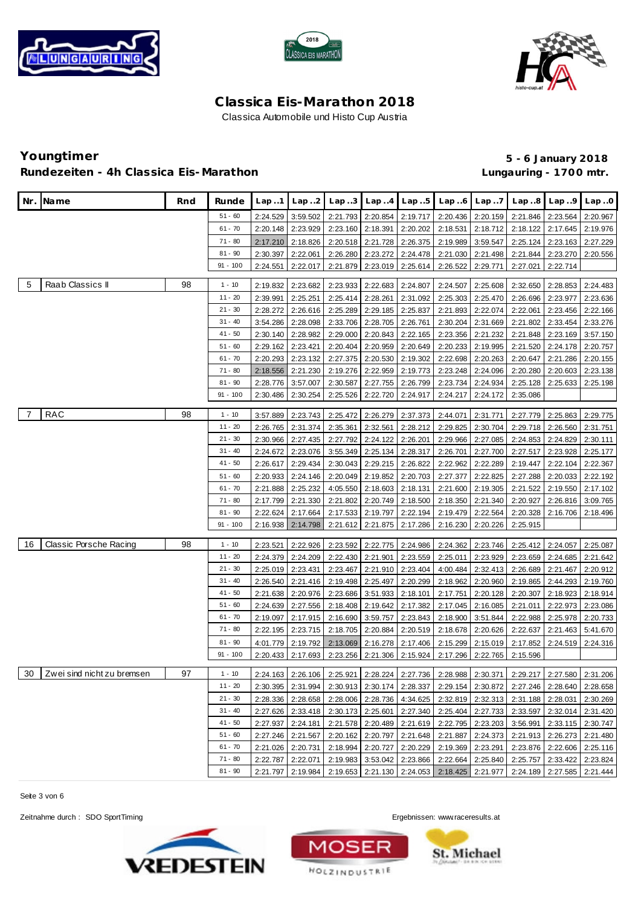# Classica Eis-Marathon 2018

Classica Automobile und Histo Cup Austria

## Youngtimer

**Rundezeiten - 4h Classica Eis-Marathon**

**5 - 6 January 2018**

**Lungauring - 1700 mtr.**

| Nr. | Name | Rnd | Runde | Lap ..1 | Lap ..2 | Lap ..3 | Lap ..4 | Lap ..5 | Lap ..6 | Lap ..7 | Lap ..8 | Lap ..9 | Lap ..0 |
|---|---|---|---|---|---|---|---|---|---|---|---|---|---|
| | | | 51 - 60 | 2:24.529 | 3:59.502 | 2:21.793 | 2:20.854 | 2:19.717 | 2:20.436 | 2:20.159 | 2:21.846 | 2:23.564 | 2:20.967 |
| | | | 61 - 70 | 2:20.148 | 2:23.929 | 2:23.160 | 2:18.391 | 2:20.202 | 2:18.531 | 2:18.712 | 2:18.122 | 2:17.645 | 2:19.976 |
| | | | 71 - 80 | 2:17.210 | 2:18.826 | 2:20.518 | 2:21.728 | 2:26.375 | 2:19.989 | 3:59.547 | 2:25.124 | 2:23.163 | 2:27.229 |
| | | | 81 - 90 | 2:30.397 | 2:22.061 | 2:26.280 | 2:23.272 | 2:24.478 | 2:21.030 | 2:21.498 | 2:21.844 | 2:23.270 | 2:20.556 |
| | | | 91 - 100 | 2:24.551 | 2:22.017 | 2:21.879 | 2:23.019 | 2:25.614 | 2:26.522 | 2:29.771 | 2:27.021 | 2:22.714 | |
| 5 | Raab Classics II | 98 | 1 - 10 | 2:19.832 | 2:23.682 | 2:23.933 | 2:22.683 | 2:24.807 | 2:24.507 | 2:25.608 | 2:32.650 | 2:28.853 | 2:24.483 |
| | | | 11 - 20 | 2:39.991 | 2:25.251 | 2:25.414 | 2:28.261 | 2:31.092 | 2:25.303 | 2:25.470 | 2:26.696 | 2:23.977 | 2:23.636 |
| | | | 21 - 30 | 2:28.272 | 2:26.616 | 2:25.289 | 2:29.185 | 2:25.837 | 2:21.893 | 2:22.074 | 2:22.061 | 2:23.456 | 2:22.166 |
| | | | 31 - 40 | 3:54.286 | 2:28.098 | 2:33.706 | 2:28.705 | 2:26.761 | 2:30.204 | 2:31.669 | 2:21.802 | 2:33.454 | 2:33.276 |
| | | | 41 - 50 | 2:30.140 | 2:28.982 | 2:29.000 | 2:20.843 | 2:22.165 | 2:23.356 | 2:21.232 | 2:21.848 | 2:23.169 | 3:57.150 |
| | | | 51 - 60 | 2:29.162 | 2:23.421 | 2:20.404 | 2:20.959 | 2:20.649 | 2:20.233 | 2:19.995 | 2:21.520 | 2:24.178 | 2:20.757 |
| | | | 61 - 70 | 2:20.293 | 2:23.132 | 2:27.375 | 2:20.530 | 2:19.302 | 2:22.698 | 2:20.263 | 2:20.647 | 2:21.286 | 2:20.155 |
| | | | 71 - 80 | 2:18.556 | 2:21.230 | 2:19.276 | 2:22.959 | 2:19.773 | 2:23.248 | 2:24.096 | 2:20.280 | 2:20.603 | 2:23.138 |
| | | | 81 - 90 | 2:28.776 | 3:57.007 | 2:30.587 | 2:27.755 | 2:26.799 | 2:23.734 | 2:24.934 | 2:25.128 | 2:25.633 | 2:25.198 |
| | | | 91 - 100 | 2:30.486 | 2:30.254 | 2:25.526 | 2:22.720 | 2:24.917 | 2:24.217 | 2:24.172 | 2:35.086 | | |
| 7 | RAC | 98 | 1 - 10 | 3:57.889 | 2:23.743 | 2:25.472 | 2:26.279 | 2:37.373 | 2:44.071 | 2:31.771 | 2:27.779 | 2:25.863 | 2:29.775 |
| | | | 11 - 20 | 2:26.765 | 2:31.374 | 2:35.361 | 2:32.561 | 2:28.212 | 2:29.825 | 2:30.704 | 2:29.718 | 2:26.560 | 2:31.751 |
| | | | 21 - 30 | 2:30.966 | 2:27.435 | 2:27.792 | 2:24.122 | 2:26.201 | 2:29.966 | 2:27.085 | 2:24.853 | 2:24.829 | 2:30.111 |
| | | | 31 - 40 | 2:24.672 | 2:23.076 | 3:55.349 | 2:25.134 | 2:28.317 | 2:26.701 | 2:27.700 | 2:27.517 | 2:23.928 | 2:25.177 |
| | | | 41 - 50 | 2:26.617 | 2:29.434 | 2:30.043 | 2:29.215 | 2:26.822 | 2:22.962 | 2:22.289 | 2:19.447 | 2:22.104 | 2:22.367 |
| | | | 51 - 60 | 2:20.933 | 2:24.146 | 2:20.049 | 2:19.852 | 2:20.703 | 2:27.377 | 2:22.825 | 2:27.288 | 2:20.033 | 2:22.192 |
| | | | 61 - 70 | 2:21.888 | 2:25.232 | 4:05.550 | 2:18.603 | 2:18.131 | 2:21.600 | 2:19.305 | 2:21.522 | 2:19.550 | 2:17.102 |
| | | | 71 - 80 | 2:17.799 | 2:21.330 | 2:21.802 | 2:20.749 | 2:18.500 | 2:18.350 | 2:21.340 | 2:20.927 | 2:26.816 | 3:09.765 |
| | | | 81 - 90 | 2:22.624 | 2:17.664 | 2:17.533 | 2:19.797 | 2:22.194 | 2:19.479 | 2:22.564 | 2:20.328 | 2:16.706 | 2:18.496 |
| | | | 91 - 100 | 2:16.938 | 2:14.798 | 2:21.612 | 2:21.875 | 2:17.286 | 2:16.230 | 2:20.226 | 2:25.915 | | |
| 16 | Classic Porsche Racing | 98 | 1 - 10 | 2:23.521 | 2:22.926 | 2:23.592 | 2:22.775 | 2:24.986 | 2:24.362 | 2:23.746 | 2:25.412 | 2:24.057 | 2:25.087 |
| | | | 11 - 20 | 2:24.379 | 2:24.209 | 2:22.430 | 2:21.901 | 2:23.559 | 2:25.011 | 2:23.929 | 2:23.659 | 2:24.685 | 2:21.642 |
| | | | 21 - 30 | 2:25.019 | 2:23.431 | 2:23.467 | 2:21.910 | 2:23.404 | 4:00.484 | 2:32.413 | 2:26.689 | 2:21.467 | 2:20.912 |
| | | | 31 - 40 | 2:26.540 | 2:21.416 | 2:19.498 | 2:25.497 | 2:20.299 | 2:18.962 | 2:20.960 | 2:19.865 | 2:44.293 | 2:19.760 |
| | | | 41 - 50 | 2:21.638 | 2:20.976 | 2:23.686 | 3:51.933 | 2:18.101 | 2:17.751 | 2:20.128 | 2:20.307 | 2:18.923 | 2:18.914 |
| | | | 51 - 60 | 2:24.639 | 2:27.556 | 2:18.408 | 2:19.642 | 2:17.382 | 2:17.045 | 2:16.085 | 2:21.011 | 2:22.973 | 2:23.086 |
| | | | 61 - 70 | 2:19.097 | 2:17.915 | 2:16.690 | 3:59.757 | 2:23.843 | 2:18.900 | 3:51.844 | 2:22.988 | 2:25.978 | 2:20.733 |
| | | | 71 - 80 | 2:22.195 | 2:23.715 | 2:18.705 | 2:20.884 | 2:20.519 | 2:18.678 | 2:20.626 | 2:22.637 | 2:21.463 | 5:41.670 |
| | | | 81 - 90 | 4:01.779 | 2:19.792 | 2:13.069 | 2:16.278 | 2:17.406 | 2:15.299 | 2:15.019 | 2:17.852 | 2:24.519 | 2:24.316 |
| | | | 91 - 100 | 2:20.433 | 2:17.693 | 2:23.256 | 2:21.306 | 2:15.924 | 2:17.296 | 2:22.765 | 2:15.596 | | |
| 30 | Zwei sind nicht zu bremsen | 97 | 1 - 10 | 2:24.163 | 2:26.106 | 2:25.921 | 2:28.224 | 2:27.736 | 2:28.988 | 2:30.371 | 2:29.217 | 2:27.580 | 2:31.206 |
| | | | 11 - 20 | 2:30.395 | 2:31.994 | 2:30.913 | 2:30.174 | 2:28.337 | 2:29.154 | 2:30.872 | 2:27.246 | 2:28.640 | 2:28.658 |
| | | | 21 - 30 | 2:28.336 | 2:28.658 | 2:28.006 | 2:28.736 | 4:34.625 | 2:32.819 | 2:32.313 | 2:31.188 | 2:28.031 | 2:30.269 |
| | | | 31 - 40 | 2:27.626 | 2:33.418 | 2:30.173 | 2:25.601 | 2:27.340 | 2:25.404 | 2:27.733 | 2:33.597 | 2:32.014 | 2:31.420 |
| | | | 41 - 50 | 2:27.937 | 2:24.181 | 2:21.578 | 2:20.489 | 2:21.619 | 2:22.795 | 2:23.203 | 3:56.991 | 2:33.115 | 2:30.747 |
| | | | 51 - 60 | 2:27.246 | 2:21.567 | 2:20.162 | 2:20.797 | 2:21.648 | 2:21.887 | 2:24.373 | 2:21.913 | 2:26.273 | 2:21.480 |
| | | | 61 - 70 | 2:21.026 | 2:20.731 | 2:18.994 | 2:20.727 | 2:20.229 | 2:19.369 | 2:23.291 | 2:23.876 | 2:22.606 | 2:25.116 |
| | | | 71 - 80 | 2:22.787 | 2:22.071 | 2:19.983 | 3:53.042 | 2:23.866 | 2:22.664 | 2:25.840 | 2:25.757 | 2:33.422 | 2:23.824 |
| | | | 81 - 90 | 2:21.797 | 2:19.984 | 2:19.653 | 2:21.130 | 2:24.053 | 2:18.425 | 2:21.977 | 2:24.189 | 2:27.585 | 2:21.444 |

Zeitnahme durch : SDO SportTiming

Ergebnissen: www.raceresults.at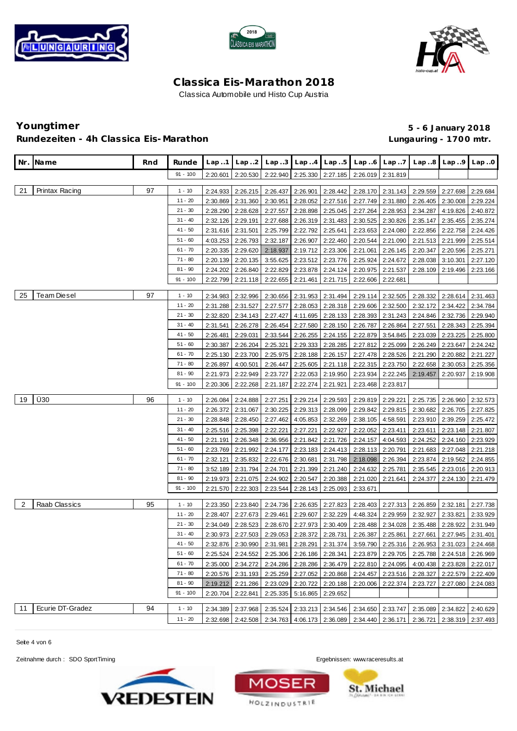# Classica Eis-Marathon 2018

Classica Automobile und Histo Cup Austria

## Youngtimer

**Rundezeiten - 4h Classica Eis-Marathon**

**5 - 6 January 2018**

**Lungauring - 1700 mtr.**

| Nr. | Name | Rnd | Runde | Lap ..1 | Lap ..2 | Lap ..3 | Lap ..4 | Lap ..5 | Lap ..6 | Lap ..7 | Lap ..8 | Lap ..9 | Lap ..0 |
|---|---|---|---|---|---|---|---|---|---|---|---|---|---|
| | | | 91 - 100 | 2:20.601 | 2:20.530 | 2:22.940 | 2:25.330 | 2:27.185 | 2:26.019 | 2:31.819 | | | |
| 21 | Printax Racing | 97 | 1 - 10 | 2:24.933 | 2:26.215 | 2:26.437 | 2:26.901 | 2:28.442 | 2:28.170 | 2:31.143 | 2:29.559 | 2:27.698 | 2:29.684 |
| | | | 11 - 20 | 2:30.869 | 2:31.360 | 2:30.951 | 2:28.052 | 2:27.516 | 2:27.749 | 2:31.880 | 2:26.405 | 2:30.008 | 2:29.224 |
| | | | 21 - 30 | 2:28.290 | 2:28.628 | 2:27.557 | 2:28.898 | 2:25.045 | 2:27.264 | 2:28.953 | 2:34.287 | 4:19.826 | 2:40.872 |
| | | | 31 - 40 | 2:32.126 | 2:29.191 | 2:27.688 | 2:26.319 | 2:31.483 | 2:30.525 | 2:30.826 | 2:35.147 | 2:35.455 | 2:35.274 |
| | | | 41 - 50 | 2:31.616 | 2:31.501 | 2:25.799 | 2:22.792 | 2:25.641 | 2:23.653 | 2:24.080 | 2:22.856 | 2:22.758 | 2:24.426 |
| | | | 51 - 60 | 4:03.253 | 2:26.793 | 2:32.187 | 2:26.907 | 2:22.460 | 2:20.544 | 2:21.090 | 2:21.513 | 2:21.999 | 2:25.514 |
| | | | 61 - 70 | 2:20.335 | 2:29.620 | 2:18.937 | 2:19.712 | 2:23.306 | 2:21.061 | 2:26.145 | 2:20.347 | 2:20.596 | 2:25.271 |
| | | | 71 - 80 | 2:20.139 | 2:20.135 | 3:55.625 | 2:23.512 | 2:23.776 | 2:25.924 | 2:24.672 | 2:28.038 | 3:10.301 | 2:27.120 |
| | | | 81 - 90 | 2:24.202 | 2:26.840 | 2:22.829 | 2:23.878 | 2:24.124 | 2:20.975 | 2:21.537 | 2:28.109 | 2:19.496 | 2:23.166 |
| | | | 91 - 100 | 2:22.799 | 2:21.118 | 2:22.655 | 2:21.461 | 2:21.715 | 2:22.606 | 2:22.681 | | | |
| 25 | Team Diesel | 97 | 1 - 10 | 2:34.983 | 2:32.996 | 2:30.656 | 2:31.953 | 2:31.494 | 2:29.114 | 2:32.505 | 2:28.332 | 2:28.614 | 2:31.463 |
| | | | 11 - 20 | 2:31.288 | 2:31.527 | 2:27.577 | 2:28.053 | 2:28.318 | 2:29.606 | 2:32.500 | 2:32.172 | 2:34.422 | 2:34.784 |
| | | | 21 - 30 | 2:32.820 | 2:34.143 | 2:27.427 | 4:11.695 | 2:28.133 | 2:28.393 | 2:31.243 | 2:24.846 | 2:32.736 | 2:29.940 |
| | | | 31 - 40 | 2:31.541 | 2:26.278 | 2:26.454 | 2:27.580 | 2:28.150 | 2:26.787 | 2:26.864 | 2:27.551 | 2:28.343 | 2:25.394 |
| | | | 41 - 50 | 2:26.481 | 2:29.031 | 2:33.544 | 2:26.255 | 2:24.155 | 2:22.879 | 3:54.845 | 2:23.039 | 2:23.225 | 2:25.800 |
| | | | 51 - 60 | 2:30.387 | 2:26.204 | 2:25.321 | 2:29.333 | 2:28.285 | 2:27.812 | 2:25.099 | 2:26.249 | 2:23.647 | 2:24.242 |
| | | | 61 - 70 | 2:25.130 | 2:23.700 | 2:25.975 | 2:28.188 | 2:26.157 | 2:27.478 | 2:28.526 | 2:21.290 | 2:20.882 | 2:21.227 |
| | | | 71 - 80 | 2:26.897 | 4:00.501 | 2:26.447 | 2:25.605 | 2:21.118 | 2:22.315 | 2:23.750 | 2:22.658 | 2:30.053 | 2:25.356 |
| | | | 81 - 90 | 2:21.973 | 2:22.949 | 2:23.727 | 2:22.053 | 2:19.950 | 2:23.934 | 2:22.245 | 2:19.457 | 2:20.937 | 2:19.908 |
| | | | 91 - 100 | 2:20.306 | 2:22.268 | 2:21.187 | 2:22.274 | 2:21.921 | 2:23.468 | 2:23.817 | | | |
| 19 | Ü30 | 96 | 1 - 10 | 2:26.084 | 2:24.888 | 2:27.251 | 2:29.214 | 2:29.593 | 2:29.819 | 2:29.221 | 2:25.735 | 2:26.960 | 2:32.573 |
| | | | 11 - 20 | 2:26.372 | 2:31.067 | 2:30.225 | 2:29.313 | 2:28.099 | 2:29.842 | 2:29.815 | 2:30.682 | 2:26.705 | 2:27.825 |
| | | | 21 - 30 | 2:28.848 | 2:28.450 | 2:27.462 | 4:05.853 | 2:32.269 | 2:38.105 | 4:58.591 | 2:23.910 | 2:39.259 | 2:25.472 |
| | | | 31 - 40 | 2:25.516 | 2:25.398 | 2:22.221 | 2:27.221 | 2:22.927 | 2:22.052 | 2:23.411 | 2:23.611 | 2:23.148 | 2:21.807 |
| | | | 41 - 50 | 2:21.191 | 2:26.348 | 2:36.956 | 2:21.842 | 2:21.726 | 2:24.157 | 4:04.593 | 2:24.252 | 2:24.160 | 2:23.929 |
| | | | 51 - 60 | 2:23.769 | 2:21.992 | 2:24.177 | 2:23.183 | 2:24.413 | 2:28.113 | 2:20.791 | 2:21.683 | 2:27.048 | 2:21.218 |
| | | | 61 - 70 | 2:32.121 | 2:35.832 | 2:22.676 | 2:30.681 | 2:31.798 | 2:18.098 | 2:26.394 | 2:23.874 | 2:19.562 | 2:24.855 |
| | | | 71 - 80 | 3:52.189 | 2:31.794 | 2:24.701 | 2:21.399 | 2:21.240 | 2:24.632 | 2:25.781 | 2:35.545 | 2:23.016 | 2:20.913 |
| | | | 81 - 90 | 2:19.973 | 2:21.075 | 2:24.902 | 2:20.547 | 2:20.388 | 2:21.020 | 2:21.641 | 2:24.377 | 2:24.130 | 2:21.479 |
| | | | 91 - 100 | 2:21.570 | 2:22.303 | 2:23.544 | 2:28.143 | 2:25.093 | 2:33.671 | | | | |
| 2 | Raab Classics | 95 | 1 - 10 | 2:23.350 | 2:23.840 | 2:24.736 | 2:26.635 | 2:27.823 | 2:28.403 | 2:27.313 | 2:26.859 | 2:32.181 | 2:27.738 |
| | | | 11 - 20 | 2:28.407 | 2:27.673 | 2:29.461 | 2:29.607 | 2:32.229 | 4:48.324 | 2:29.959 | 2:32.927 | 2:33.821 | 2:33.929 |
| | | | 21 - 30 | 2:34.049 | 2:28.523 | 2:28.670 | 2:27.973 | 2:30.409 | 2:28.488 | 2:34.028 | 2:35.488 | 2:28.922 | 2:31.949 |
| | | | 31 - 40 | 2:30.973 | 2:27.503 | 2:29.053 | 2:28.372 | 2:28.731 | 2:26.387 | 2:25.861 | 2:27.661 | 2:27.945 | 2:31.401 |
| | | | 41 - 50 | 2:32.876 | 2:30.990 | 2:31.981 | 2:28.291 | 2:31.374 | 3:59.790 | 2:25.316 | 2:26.953 | 2:31.023 | 2:24.468 |
| | | | 51 - 60 | 2:25.524 | 2:24.552 | 2:25.306 | 2:26.186 | 2:28.341 | 2:23.879 | 2:29.705 | 2:25.788 | 2:24.518 | 2:26.969 |
| | | | 61 - 70 | 2:35.000 | 2:34.272 | 2:24.286 | 2:28.286 | 2:36.479 | 2:22.810 | 2:24.095 | 4:00.438 | 2:23.828 | 2:22.017 |
| | | | 71 - 80 | 2:20.576 | 2:31.193 | 2:25.259 | 2:27.052 | 2:20.868 | 2:24.457 | 2:23.516 | 2:28.327 | 2:22.579 | 2:22.409 |
| | | | 81 - 90 | 2:19.212 | 2:21.286 | 2:23.029 | 2:20.722 | 2:20.188 | 2:20.006 | 2:22.374 | 2:23.727 | 2:27.080 | 2:24.083 |
| | | | 91 - 100 | 2:20.704 | 2:22.841 | 2:25.335 | 5:16.865 | 2:29.652 | | | | | |
| 11 | Ecurie DT-Gradez | 94 | 1 - 10 | 2:34.389 | 2:37.968 | 2:35.524 | 2:33.213 | 2:34.546 | 2:34.650 | 2:33.747 | 2:35.089 | 2:34.822 | 2:40.629 |
| | | | 11 - 20 | 2:32.698 | 2:42.508 | 2:34.763 | 4:06.173 | 2:36.089 | 2:34.440 | 2:36.171 | 2:36.721 | 2:38.319 | 2:37.493 |

Zeitnahme durch : SDO SportTiming

Ergebnissen: www.raceresults.at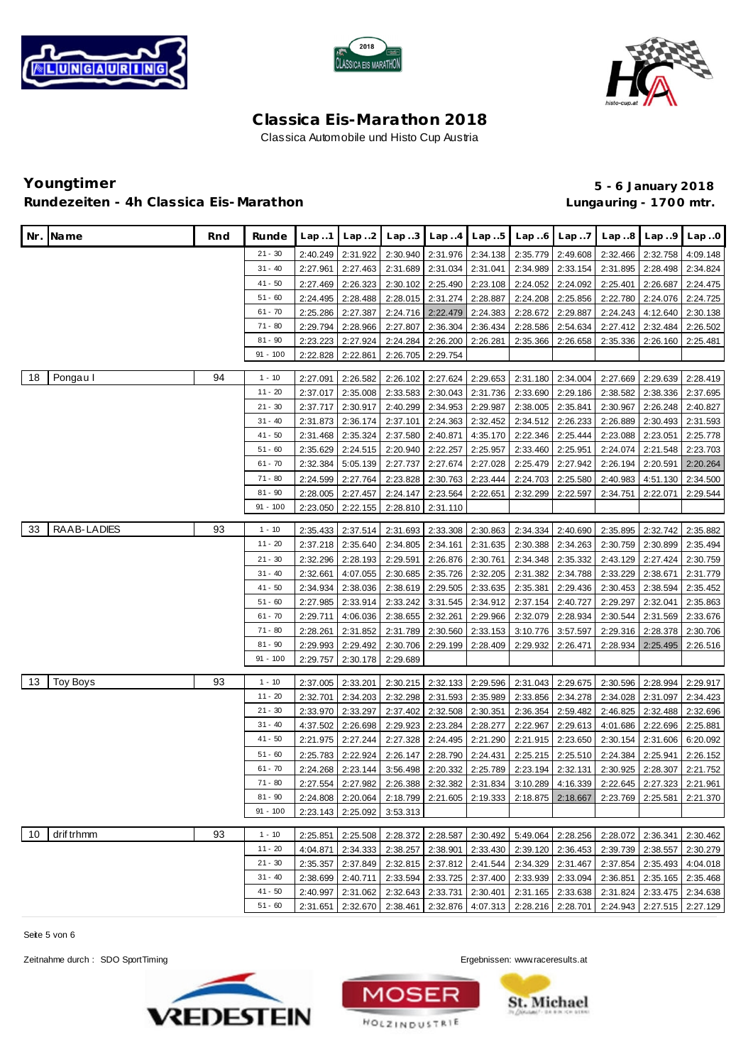# Classica Eis-Marathon 2018

Classica Automobile und Histo Cup Austria

**Youngtimer**
**Rundezeiten - 4h Classica Eis-Marathon**

**5 - 6 January 2018**
**Lungauring - 1700 mtr.**

| Nr. | Name | Rnd | Runde | Lap..1 | Lap..2 | Lap..3 | Lap..4 | Lap..5 | Lap..6 | Lap..7 | Lap..8 | Lap..9 | Lap..0 |
|---|---|---|---|---|---|---|---|---|---|---|---|---|---|
| | | | 21 - 30 | 2:40.249 | 2:31.922 | 2:30.940 | 2:31.976 | 2:34.138 | 2:35.779 | 2:49.608 | 2:32.466 | 2:32.758 | 4:09.148 |
| | | | 31 - 40 | 2:27.961 | 2:27.463 | 2:31.689 | 2:31.034 | 2:31.041 | 2:34.989 | 2:33.154 | 2:31.895 | 2:28.498 | 2:34.824 |
| | | | 41 - 50 | 2:27.469 | 2:26.323 | 2:30.102 | 2:25.490 | 2:23.108 | 2:24.052 | 2:24.092 | 2:25.401 | 2:26.687 | 2:24.475 |
| | | | 51 - 60 | 2:24.495 | 2:28.488 | 2:28.015 | 2:31.274 | 2:28.887 | 2:24.208 | 2:25.856 | 2:22.780 | 2:24.076 | 2:24.725 |
| | | | 61 - 70 | 2:25.286 | 2:27.387 | 2:24.716 | 2:22.479 | 2:24.383 | 2:28.672 | 2:29.887 | 2:24.243 | 4:12.640 | 2:30.138 |
| | | | 71 - 80 | 2:29.794 | 2:28.966 | 2:27.807 | 2:36.304 | 2:36.434 | 2:28.586 | 2:54.634 | 2:27.412 | 2:32.484 | 2:26.502 |
| | | | 81 - 90 | 2:23.223 | 2:27.924 | 2:24.284 | 2:26.200 | 2:26.281 | 2:35.366 | 2:26.658 | 2:35.336 | 2:26.160 | 2:25.481 |
| | | | 91 - 100 | 2:22.828 | 2:22.861 | 2:26.705 | 2:29.754 | | | | | | |
| 18 | Pongau I | 94 | 1 - 10 | 2:27.091 | 2:26.582 | 2:26.102 | 2:27.624 | 2:29.653 | 2:31.180 | 2:34.004 | 2:27.669 | 2:29.639 | 2:28.419 |
| | | | 11 - 20 | 2:37.017 | 2:35.008 | 2:33.583 | 2:30.043 | 2:31.736 | 2:33.690 | 2:29.186 | 2:38.582 | 2:38.336 | 2:37.695 |
| | | | 21 - 30 | 2:37.717 | 2:30.917 | 2:40.299 | 2:34.953 | 2:29.987 | 2:38.005 | 2:35.841 | 2:30.967 | 2:26.248 | 2:40.827 |
| | | | 31 - 40 | 2:31.873 | 2:36.174 | 2:37.101 | 2:24.363 | 2:32.452 | 2:34.512 | 2:26.233 | 2:26.889 | 2:30.493 | 2:31.593 |
| | | | 41 - 50 | 2:31.468 | 2:35.324 | 2:37.580 | 2:40.871 | 4:35.170 | 2:22.346 | 2:25.444 | 2:23.088 | 2:23.051 | 2:25.778 |
| | | | 51 - 60 | 2:35.629 | 2:24.515 | 2:20.940 | 2:22.257 | 2:25.957 | 2:33.460 | 2:25.951 | 2:24.074 | 2:21.548 | 2:23.703 |
| | | | 61 - 70 | 2:32.384 | 5:05.139 | 2:27.737 | 2:27.674 | 2:27.028 | 2:25.479 | 2:27.942 | 2:26.194 | 2:20.591 | 2:20.264 |
| | | | 71 - 80 | 2:24.599 | 2:27.764 | 2:23.828 | 2:30.763 | 2:23.444 | 2:24.703 | 2:25.580 | 2:40.983 | 4:51.130 | 2:34.500 |
| | | | 81 - 90 | 2:28.005 | 2:27.457 | 2:24.147 | 2:23.564 | 2:22.651 | 2:32.299 | 2:22.597 | 2:34.751 | 2:22.071 | 2:29.544 |
| | | | 91 - 100 | 2:23.050 | 2:22.155 | 2:28.810 | 2:31.110 | | | | | | |
| 33 | RAAB-LADIES | 93 | 1 - 10 | 2:35.433 | 2:37.514 | 2:31.693 | 2:33.308 | 2:30.863 | 2:34.334 | 2:40.690 | 2:35.895 | 2:32.742 | 2:35.882 |
| | | | 11 - 20 | 2:37.218 | 2:35.640 | 2:34.805 | 2:34.161 | 2:31.635 | 2:30.388 | 2:34.263 | 2:30.759 | 2:30.899 | 2:35.494 |
| | | | 21 - 30 | 2:32.296 | 2:28.193 | 2:29.591 | 2:26.876 | 2:30.761 | 2:34.348 | 2:35.332 | 2:43.129 | 2:27.424 | 2:30.759 |
| | | | 31 - 40 | 2:32.661 | 4:07.055 | 2:30.685 | 2:35.726 | 2:32.205 | 2:31.382 | 2:34.788 | 2:33.229 | 2:38.671 | 2:31.779 |
| | | | 41 - 50 | 2:34.934 | 2:38.036 | 2:38.619 | 2:29.505 | 2:33.635 | 2:35.381 | 2:29.436 | 2:30.453 | 2:38.594 | 2:35.452 |
| | | | 51 - 60 | 2:27.985 | 2:33.914 | 2:33.242 | 3:31.545 | 2:34.912 | 2:37.154 | 2:40.727 | 2:29.297 | 2:32.041 | 2:35.863 |
| | | | 61 - 70 | 2:29.711 | 4:06.036 | 2:38.655 | 2:32.261 | 2:29.966 | 2:32.079 | 2:28.934 | 2:30.544 | 2:31.569 | 2:33.676 |
| | | | 71 - 80 | 2:28.261 | 2:31.852 | 2:31.789 | 2:30.560 | 2:33.153 | 3:10.776 | 3:57.597 | 2:29.316 | 2:28.378 | 2:30.706 |
| | | | 81 - 90 | 2:29.993 | 2:29.492 | 2:30.706 | 2:29.199 | 2:28.409 | 2:29.932 | 2:26.471 | 2:28.934 | 2:25.495 | 2:26.516 |
| | | | 91 - 100 | 2:29.757 | 2:30.178 | 2:29.689 | | | | | | | |
| 13 | Toy Boys | 93 | 1 - 10 | 2:37.005 | 2:33.201 | 2:30.215 | 2:32.133 | 2:29.596 | 2:31.043 | 2:29.675 | 2:30.596 | 2:28.994 | 2:29.917 |
| | | | 11 - 20 | 2:32.701 | 2:34.203 | 2:32.298 | 2:31.593 | 2:35.989 | 2:33.856 | 2:34.278 | 2:34.028 | 2:31.097 | 2:34.423 |
| | | | 21 - 30 | 2:33.970 | 2:33.297 | 2:37.402 | 2:32.508 | 2:30.351 | 2:36.354 | 2:59.482 | 2:46.825 | 2:32.488 | 2:32.696 |
| | | | 31 - 40 | 4:37.502 | 2:26.698 | 2:29.923 | 2:23.284 | 2:28.277 | 2:22.967 | 2:29.613 | 4:01.686 | 2:22.696 | 2:25.881 |
| | | | 41 - 50 | 2:21.975 | 2:27.244 | 2:27.328 | 2:24.495 | 2:21.290 | 2:21.915 | 2:23.650 | 2:30.154 | 2:31.606 | 6:20.092 |
| | | | 51 - 60 | 2:25.783 | 2:22.924 | 2:26.147 | 2:28.790 | 2:24.431 | 2:25.215 | 2:25.510 | 2:24.384 | 2:25.941 | 2:26.152 |
| | | | 61 - 70 | 2:24.268 | 2:23.144 | 3:56.498 | 2:20.332 | 2:25.789 | 2:23.194 | 2:32.131 | 2:30.925 | 2:28.307 | 2:21.752 |
| | | | 71 - 80 | 2:27.554 | 2:27.982 | 2:26.388 | 2:32.382 | 2:31.834 | 3:10.289 | 4:16.339 | 2:22.645 | 2:27.323 | 2:21.961 |
| | | | 81 - 90 | 2:24.808 | 2:20.064 | 2:18.799 | 2:21.605 | 2:19.333 | 2:18.875 | 2:18.667 | 2:23.769 | 2:25.581 | 2:21.370 |
| | | | 91 - 100 | 2:23.143 | 2:25.092 | 3:53.313 | | | | | | | |
| 10 | driftrhmm | 93 | 1 - 10 | 2:25.851 | 2:25.508 | 2:28.372 | 2:28.587 | 2:30.492 | 5:49.064 | 2:28.256 | 2:28.072 | 2:36.341 | 2:30.462 |
| | | | 11 - 20 | 4:04.871 | 2:34.333 | 2:38.257 | 2:38.901 | 2:33.430 | 2:39.120 | 2:36.453 | 2:39.739 | 2:38.557 | 2:30.279 |
| | | | 21 - 30 | 2:35.357 | 2:37.849 | 2:32.815 | 2:37.812 | 2:41.544 | 2:34.329 | 2:31.467 | 2:37.854 | 2:35.493 | 4:04.018 |
| | | | 31 - 40 | 2:38.699 | 2:40.711 | 2:33.594 | 2:33.725 | 2:37.400 | 2:33.939 | 2:33.094 | 2:36.851 | 2:35.165 | 2:35.468 |
| | | | 41 - 50 | 2:40.997 | 2:31.062 | 2:32.643 | 2:33.731 | 2:30.401 | 2:31.165 | 2:33.638 | 2:31.824 | 2:33.475 | 2:34.638 |
| | | | 51 - 60 | 2:31.651 | 2:32.670 | 2:38.461 | 2:32.876 | 4:07.313 | 2:28.216 | 2:28.701 | 2:24.943 | 2:27.515 | 2:27.129 |

Zeitnahme durch : SDO SportTiming

Ergebnissen: www.raceresults.at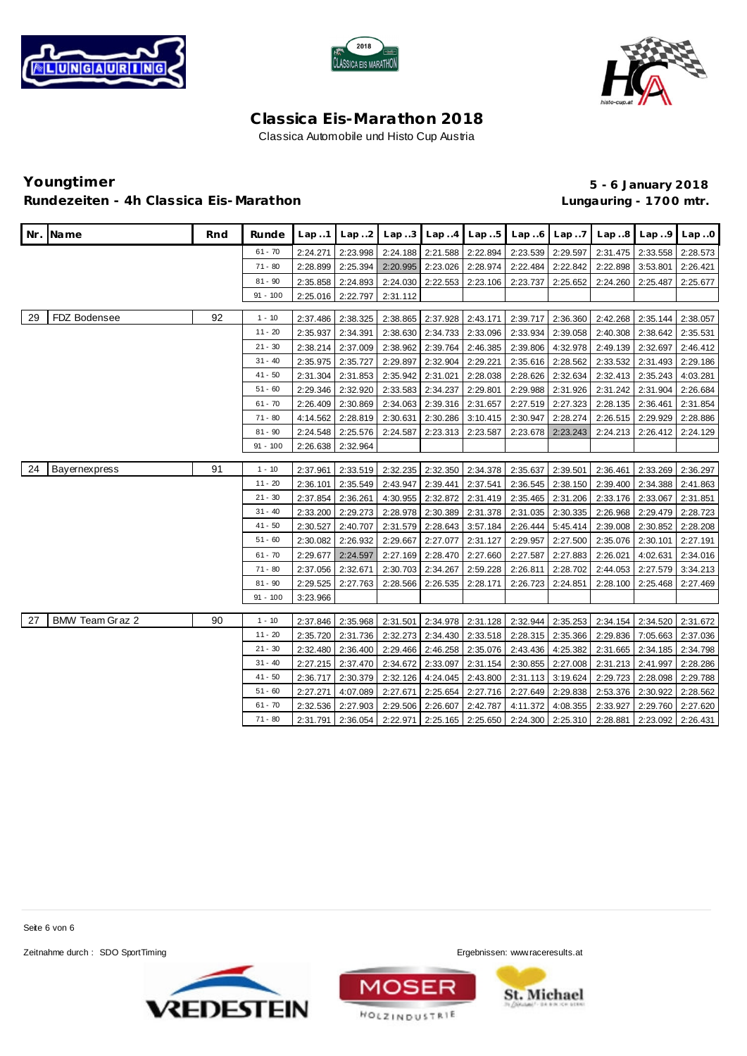# Classica Eis-Marathon 2018

Classica Automobile und Histo Cup Austria

## Youngtimer

**Rundezeiten - 4h Classica Eis-Marathon**

**5 - 6 January 2018**

**Lungauring - 1700 mtr.**

| Nr. | Name | Rnd | Runde | Lap..1 | Lap..2 | Lap..3 | Lap..4 | Lap..5 | Lap..6 | Lap..7 | Lap..8 | Lap..9 | Lap..0 |
|---|---|---|---|---|---|---|---|---|---|---|---|---|---|
| | | | 61 - 70 | 2:24.271 | 2:23.998 | 2:24.188 | 2:21.588 | 2:22.894 | 2:23.539 | 2:29.597 | 2:31.475 | 2:33.558 | 2:28.573 |
| | | | 71 - 80 | 2:28.899 | 2:25.394 | 2:20.995 | 2:23.026 | 2:28.974 | 2:22.484 | 2:22.842 | 2:22.898 | 3:53.801 | 2:26.421 |
| | | | 81 - 90 | 2:35.858 | 2:24.893 | 2:24.030 | 2:22.553 | 2:23.106 | 2:23.737 | 2:25.652 | 2:24.260 | 2:25.487 | 2:25.677 |
| | | | 91 - 100 | 2:25.016 | 2:22.797 | 2:31.112 | | | | | | | |
| 29 | FDZ Bodensee | 92 | 1 - 10 | 2:37.486 | 2:38.325 | 2:38.865 | 2:37.928 | 2:43.171 | 2:39.717 | 2:36.360 | 2:42.268 | 2:35.144 | 2:38.057 |
| | | | 11 - 20 | 2:35.937 | 2:34.391 | 2:38.630 | 2:34.733 | 2:33.096 | 2:33.934 | 2:39.058 | 2:40.308 | 2:38.642 | 2:35.531 |
| | | | 21 - 30 | 2:38.214 | 2:37.009 | 2:38.962 | 2:39.764 | 2:46.385 | 2:39.806 | 4:32.978 | 2:49.139 | 2:32.697 | 2:46.412 |
| | | | 31 - 40 | 2:35.975 | 2:35.727 | 2:29.897 | 2:32.904 | 2:29.221 | 2:35.616 | 2:28.562 | 2:33.532 | 2:31.493 | 2:29.186 |
| | | | 41 - 50 | 2:31.304 | 2:31.853 | 2:35.942 | 2:31.021 | 2:28.038 | 2:28.626 | 2:32.634 | 2:32.413 | 2:35.243 | 4:03.281 |
| | | | 51 - 60 | 2:29.346 | 2:32.920 | 2:33.583 | 2:34.237 | 2:29.801 | 2:29.988 | 2:31.926 | 2:31.242 | 2:31.904 | 2:26.684 |
| | | | 61 - 70 | 2:26.409 | 2:30.869 | 2:34.063 | 2:39.316 | 2:31.657 | 2:27.519 | 2:27.323 | 2:28.135 | 2:36.461 | 2:31.854 |
| | | | 71 - 80 | 4:14.562 | 2:28.819 | 2:30.631 | 2:30.286 | 3:10.415 | 2:30.947 | 2:28.274 | 2:26.515 | 2:29.929 | 2:28.886 |
| | | | 81 - 90 | 2:24.548 | 2:25.576 | 2:24.587 | 2:23.313 | 2:23.587 | 2:23.678 | 2:23.243 | 2:24.213 | 2:26.412 | 2:24.129 |
| | | | 91 - 100 | 2:26.638 | 2:32.964 | | | | | | | | |
| 24 | Bayernexpress | 91 | 1 - 10 | 2:37.961 | 2:33.519 | 2:32.235 | 2:32.350 | 2:34.378 | 2:35.637 | 2:39.501 | 2:36.461 | 2:33.269 | 2:36.297 |
| | | | 11 - 20 | 2:36.101 | 2:35.549 | 2:43.947 | 2:39.441 | 2:37.541 | 2:36.545 | 2:38.150 | 2:39.400 | 2:34.388 | 2:41.863 |
| | | | 21 - 30 | 2:37.854 | 2:36.261 | 4:30.955 | 2:32.872 | 2:31.419 | 2:35.465 | 2:31.206 | 2:33.176 | 2:33.067 | 2:31.851 |
| | | | 31 - 40 | 2:33.200 | 2:29.273 | 2:28.978 | 2:30.389 | 2:31.378 | 2:31.035 | 2:30.335 | 2:26.968 | 2:29.479 | 2:28.723 |
| | | | 41 - 50 | 2:30.527 | 2:40.707 | 2:31.579 | 2:28.643 | 3:57.184 | 2:26.444 | 5:45.414 | 2:39.008 | 2:30.852 | 2:28.208 |
| | | | 51 - 60 | 2:30.082 | 2:26.932 | 2:29.667 | 2:27.077 | 2:31.127 | 2:29.957 | 2:27.500 | 2:35.076 | 2:30.101 | 2:27.191 |
| | | | 61 - 70 | 2:29.677 | 2:24.597 | 2:27.169 | 2:28.470 | 2:27.660 | 2:27.587 | 2:27.883 | 2:26.021 | 4:02.631 | 2:34.016 |
| | | | 71 - 80 | 2:37.056 | 2:32.671 | 2:30.703 | 2:34.267 | 2:59.228 | 2:26.811 | 2:28.702 | 2:44.053 | 2:27.579 | 3:34.213 |
| | | | 81 - 90 | 2:29.525 | 2:27.763 | 2:28.566 | 2:26.535 | 2:28.171 | 2:26.723 | 2:24.851 | 2:28.100 | 2:25.468 | 2:27.469 |
| | | | 91 - 100 | 3:23.966 | | | | | | | | | |
| 27 | BMW Team Graz 2 | 90 | 1 - 10 | 2:37.846 | 2:35.968 | 2:31.501 | 2:34.978 | 2:31.128 | 2:32.944 | 2:35.253 | 2:34.154 | 2:34.520 | 2:31.672 |
| | | | 11 - 20 | 2:35.720 | 2:31.736 | 2:32.273 | 2:34.430 | 2:33.518 | 2:28.315 | 2:35.366 | 2:29.836 | 7:05.663 | 2:37.036 |
| | | | 21 - 30 | 2:32.480 | 2:36.400 | 2:29.466 | 2:46.258 | 2:35.076 | 2:43.436 | 4:25.382 | 2:31.665 | 2:34.185 | 2:34.798 |
| | | | 31 - 40 | 2:27.215 | 2:37.470 | 2:34.672 | 2:33.097 | 2:31.154 | 2:30.855 | 2:27.008 | 2:31.213 | 2:41.997 | 2:28.286 |
| | | | 41 - 50 | 2:36.717 | 2:30.379 | 2:32.126 | 4:24.045 | 2:43.800 | 2:31.113 | 3:19.624 | 2:29.723 | 2:28.098 | 2:29.788 |
| | | | 51 - 60 | 2:27.271 | 4:07.089 | 2:27.671 | 2:25.654 | 2:27.716 | 2:27.649 | 2:29.838 | 2:53.376 | 2:30.922 | 2:28.562 |
| | | | 61 - 70 | 2:32.536 | 2:27.903 | 2:29.506 | 2:26.607 | 2:42.787 | 4:11.372 | 4:08.355 | 2:33.927 | 2:29.760 | 2:27.620 |
| | | | 71 - 80 | 2:31.791 | 2:36.054 | 2:22.971 | 2:25.165 | 2:25.650 | 2:24.300 | 2:25.310 | 2:28.881 | 2:23.092 | 2:26.431 |

Zeitnahme durch : SDO SportTiming

Ergebnissen: www.raceresults.at